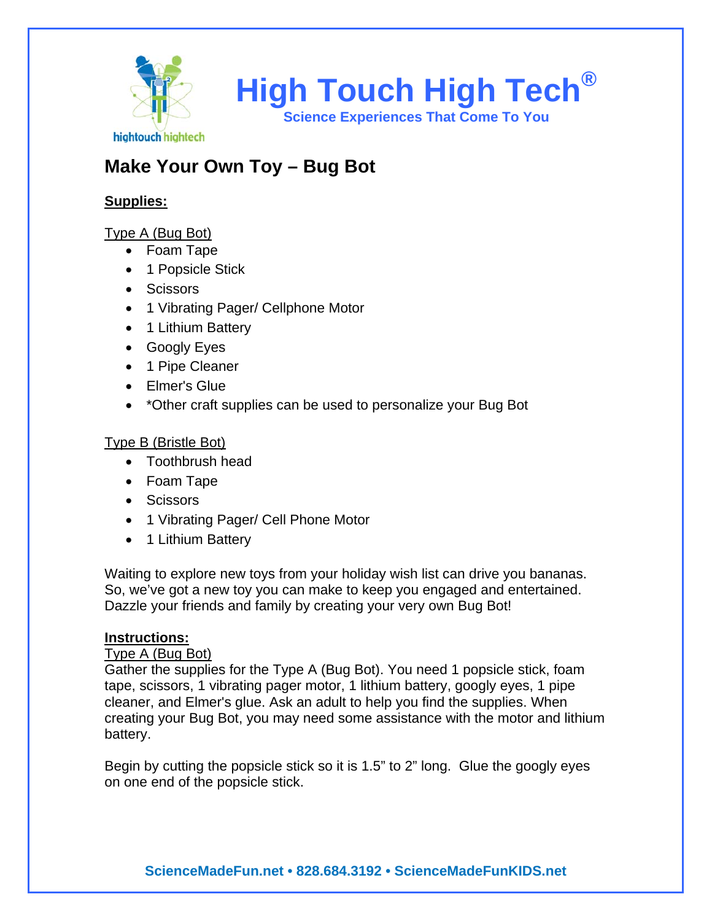# High Touch High Tech®

**Science Experiences That Come To You**

## Make Your Own Toy – Bug Bot

**Supplies:**

Type A (Bug Bot)

- Foam Tape
- 1 Popsicle Stick
- Scissors
- 1 Vibrating Pager/ Cellphone Motor
- 1 Lithium Battery
- Googly Eyes
- 1 Pipe Cleaner
- Elmer's Glue
- *Other craft supplies can be used to personalize your Bug Bot

Type B (Bristle Bot)

- Toothbrush head
- Foam Tape
- Scissors
- 1 Vibrating Pager/ Cell Phone Motor
- 1 Lithium Battery

Waiting to explore new toys from your holiday wish list can drive you bananas. So, we've got a new toy you can make to keep you engaged and entertained. Dazzle your friends and family by creating your very own Bug Bot!

**Instructions:**

Type A (Bug Bot)

Gather the supplies for the Type A (Bug Bot). You need 1 popsicle stick, foam tape, scissors, 1 vibrating pager motor, 1 lithium battery, googly eyes, 1 pipe cleaner, and Elmer's glue. Ask an adult to help you find the supplies. When creating your Bug Bot, you may need some assistance with the motor and lithium battery.

Begin by cutting the popsicle stick so it is 1.5" to 2" long. Glue the googly eyes on one end of the popsicle stick.

ScienceMadeFun.net • 828.684.3192 • ScienceMadeFunKIDS.net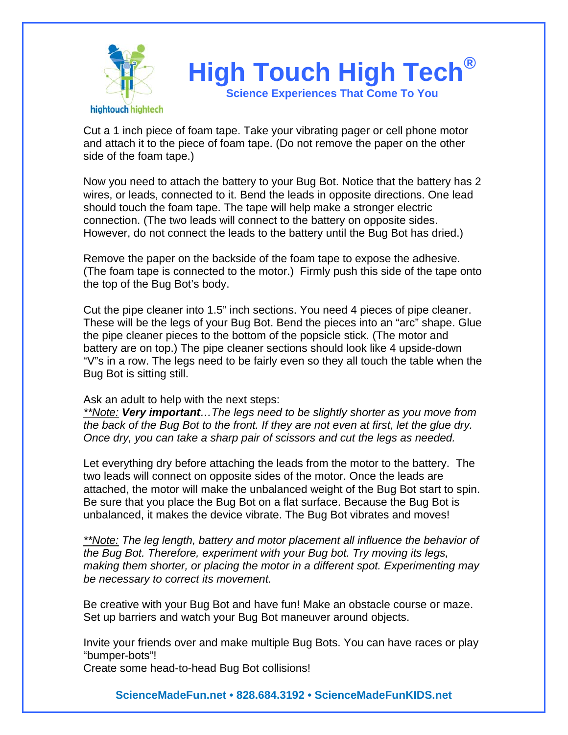Cut a 1 inch piece of foam tape. Take your vibrating pager or cell phone motor and attach it to the piece of foam tape. (Do not remove the paper on the other side of the foam tape.)

Now you need to attach the battery to your Bug Bot. Notice that the battery has 2 wires, or leads, connected to it. Bend the leads in opposite directions. One lead should touch the foam tape. The tape will help make a stronger electric connection. (The two leads will connect to the battery on opposite sides. However, do not connect the leads to the battery until the Bug Bot has dried.)

Remove the paper on the backside of the foam tape to expose the adhesive. (The foam tape is connected to the motor.) Firmly push this side of the tape onto the top of the Bug Bot's body.

Cut the pipe cleaner into 1.5" inch sections. You need 4 pieces of pipe cleaner. These will be the legs of your Bug Bot. Bend the pieces into an "arc" shape. Glue the pipe cleaner pieces to the bottom of the popsicle stick. (The motor and battery are on top.) The pipe cleaner sections should look like 4 upside-down "V"s in a row. The legs need to be fairly even so they all touch the table when the Bug Bot is sitting still.

Ask an adult to help with the next steps:
*<u>**Note:</u> **Very important**…The legs need to be slightly shorter as you move from the back of the Bug Bot to the front. If they are not even at first, let the glue dry. Once dry, you can take a sharp pair of scissors and cut the legs as needed.*

Let everything dry before attaching the leads from the motor to the battery. The two leads will connect on opposite sides of the motor. Once the leads are attached, the motor will make the unbalanced weight of the Bug Bot start to spin. Be sure that you place the Bug Bot on a flat surface. Because the Bug Bot is unbalanced, it makes the device vibrate. The Bug Bot vibrates and moves!

*<u>**Note:</u> The leg length, battery and motor placement all influence the behavior of the Bug Bot. Therefore, experiment with your Bug bot. Try moving its legs, making them shorter, or placing the motor in a different spot. Experimenting may be necessary to correct its movement.*

Be creative with your Bug Bot and have fun! Make an obstacle course or maze. Set up barriers and watch your Bug Bot maneuver around objects.

Invite your friends over and make multiple Bug Bots. You can have races or play "bumper-bots"!
Create some head-to-head Bug Bot collisions!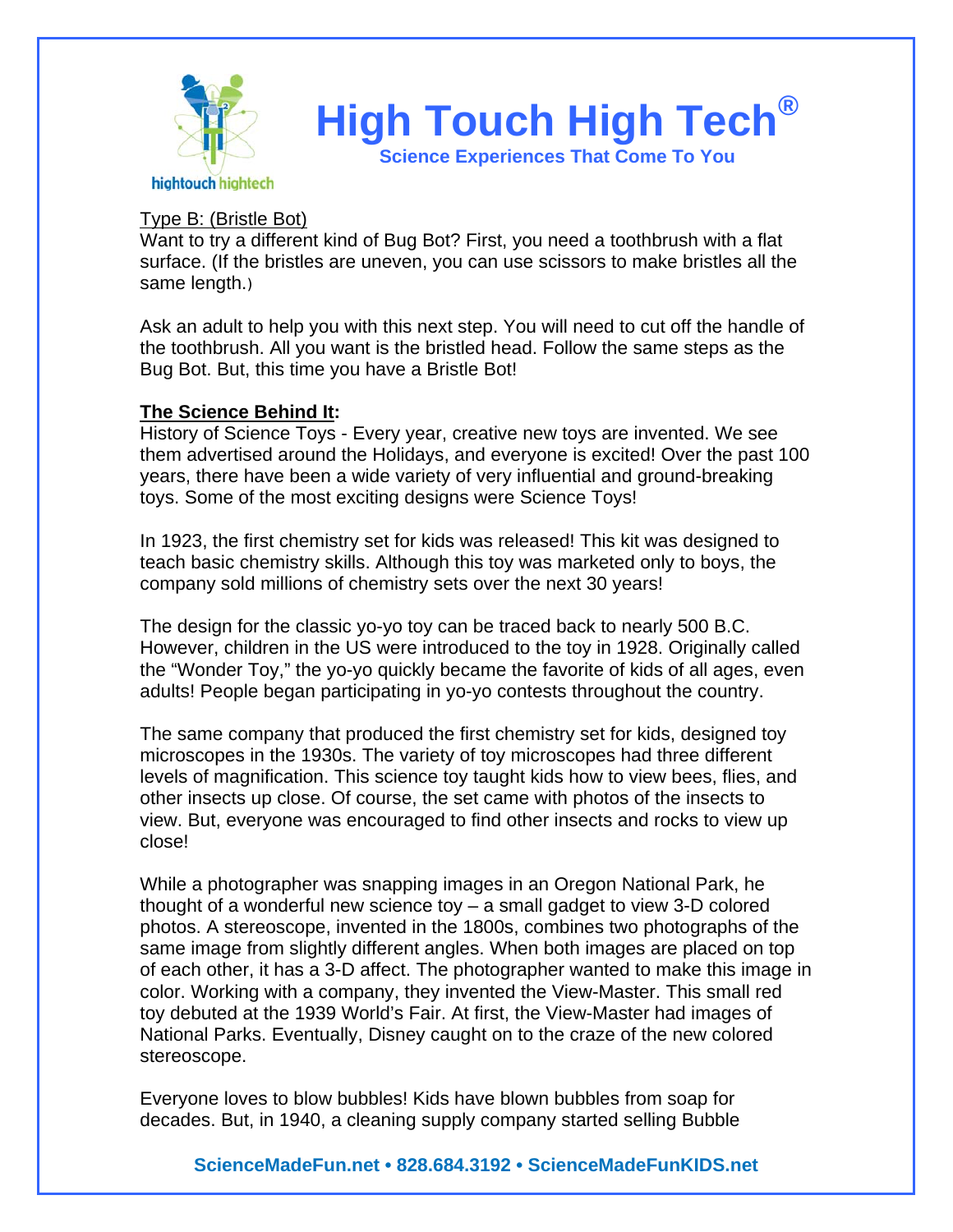Type B: (Bristle Bot)

Want to try a different kind of Bug Bot? First, you need a toothbrush with a flat surface. (If the bristles are uneven, you can use scissors to make bristles all the same length.)

Ask an adult to help you with this next step. You will need to cut off the handle of the toothbrush. All you want is the bristled head. Follow the same steps as the Bug Bot. But, this time you have a Bristle Bot!

**The Science Behind It:**

History of Science Toys - Every year, creative new toys are invented. We see them advertised around the Holidays, and everyone is excited! Over the past 100 years, there have been a wide variety of very influential and ground-breaking toys. Some of the most exciting designs were Science Toys!

In 1923, the first chemistry set for kids was released! This kit was designed to teach basic chemistry skills. Although this toy was marketed only to boys, the company sold millions of chemistry sets over the next 30 years!

The design for the classic yo-yo toy can be traced back to nearly 500 B.C. However, children in the US were introduced to the toy in 1928. Originally called the "Wonder Toy," the yo-yo quickly became the favorite of kids of all ages, even adults! People began participating in yo-yo contests throughout the country.

The same company that produced the first chemistry set for kids, designed toy microscopes in the 1930s. The variety of toy microscopes had three different levels of magnification. This science toy taught kids how to view bees, flies, and other insects up close. Of course, the set came with photos of the insects to view. But, everyone was encouraged to find other insects and rocks to view up close!

While a photographer was snapping images in an Oregon National Park, he thought of a wonderful new science toy – a small gadget to view 3-D colored photos. A stereoscope, invented in the 1800s, combines two photographs of the same image from slightly different angles. When both images are placed on top of each other, it has a 3-D affect. The photographer wanted to make this image in color. Working with a company, they invented the View-Master. This small red toy debuted at the 1939 World's Fair. At first, the View-Master had images of National Parks. Eventually, Disney caught on to the craze of the new colored stereoscope.

Everyone loves to blow bubbles! Kids have blown bubbles from soap for decades. But, in 1940, a cleaning supply company started selling Bubble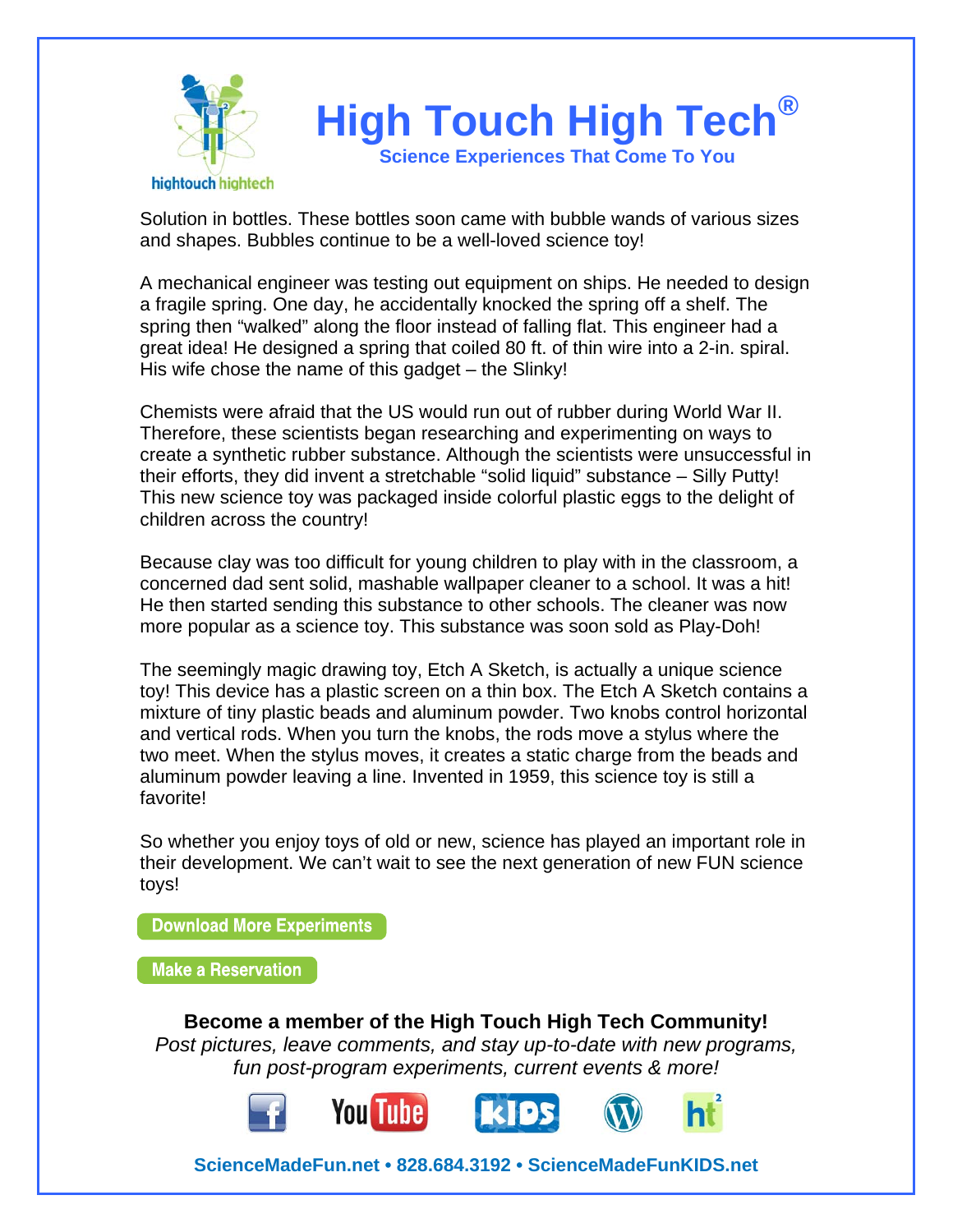Solution in bottles. These bottles soon came with bubble wands of various sizes and shapes. Bubbles continue to be a well-loved science toy!

A mechanical engineer was testing out equipment on ships. He needed to design a fragile spring. One day, he accidentally knocked the spring off a shelf. The spring then "walked" along the floor instead of falling flat. This engineer had a great idea! He designed a spring that coiled 80 ft. of thin wire into a 2-in. spiral. His wife chose the name of this gadget – the Slinky!

Chemists were afraid that the US would run out of rubber during World War II. Therefore, these scientists began researching and experimenting on ways to create a synthetic rubber substance. Although the scientists were unsuccessful in their efforts, they did invent a stretchable "solid liquid" substance – Silly Putty! This new science toy was packaged inside colorful plastic eggs to the delight of children across the country!

Because clay was too difficult for young children to play with in the classroom, a concerned dad sent solid, mashable wallpaper cleaner to a school. It was a hit! He then started sending this substance to other schools. The cleaner was now more popular as a science toy. This substance was soon sold as Play-Doh!

The seemingly magic drawing toy, Etch A Sketch, is actually a unique science toy! This device has a plastic screen on a thin box. The Etch A Sketch contains a mixture of tiny plastic beads and aluminum powder. Two knobs control horizontal and vertical rods. When you turn the knobs, the rods move a stylus where the two meet. When the stylus moves, it creates a static charge from the beads and aluminum powder leaving a line. Invented in 1959, this science toy is still a favorite!

So whether you enjoy toys of old or new, science has played an important role in their development. We can't wait to see the next generation of new FUN science toys!

Download More Experiments

Make a Reservation

**Become a member of the High Touch High Tech Community!**

*Post pictures, leave comments, and stay up-to-date with new programs, fun post-program experiments, current events & more!*

**ScienceMadeFun.net • 828.684.3192 • ScienceMadeFunKIDS.net**